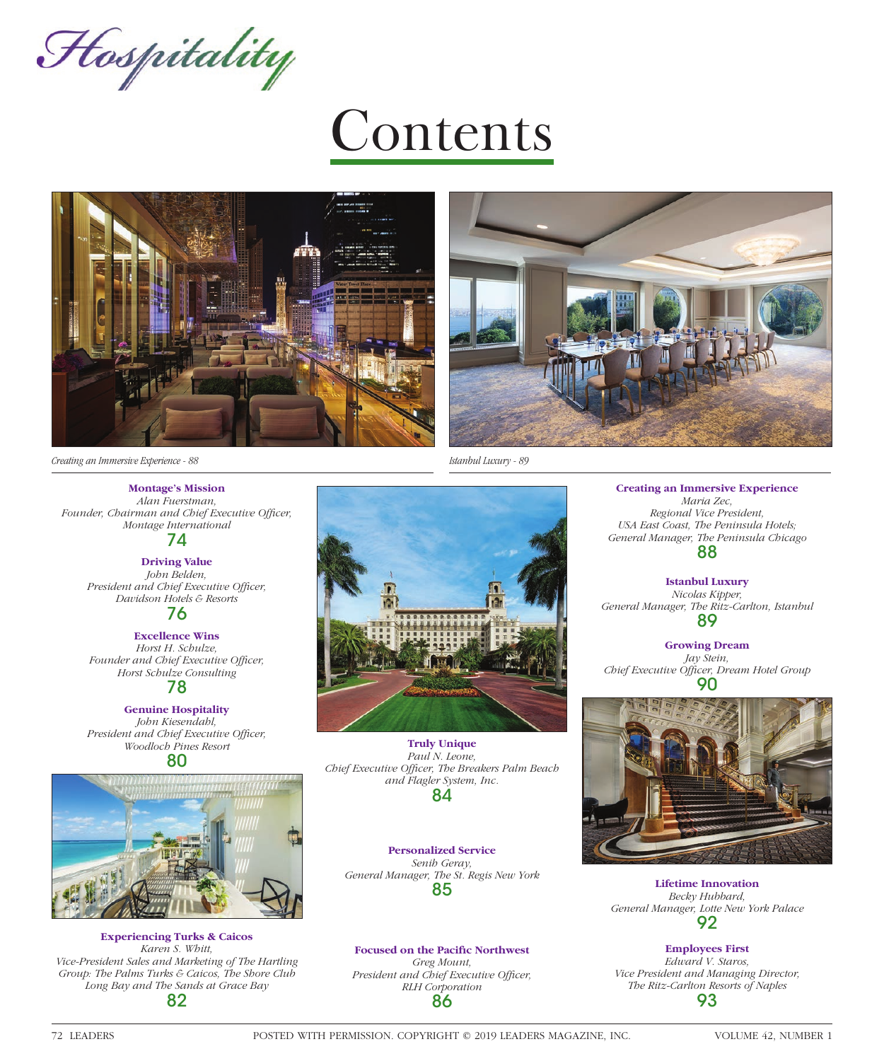# Hospitality

# Contents

*Creating an Immersive Experience - 88*

*Istanbul Luxury - 89*

**Montage's Mission**
*Alan Fuerstman,*
*Founder, Chairman and Chief Executive Officer, Montage International*
74

**Driving Value**
*John Belden,*
*President and Chief Executive Officer, Davidson Hotels & Resorts*
76

**Excellence Wins**
*Horst H. Schulze,*
*Founder and Chief Executive Officer, Horst Schulze Consulting*
78

**Genuine Hospitality**
*John Kiesendahl,*
*President and Chief Executive Officer, Woodloch Pines Resort*
80

**Experiencing Turks & Caicos**
*Karen S. Whitt,*
*Vice-President Sales and Marketing of The Hartling Group: The Palms Turks & Caicos, The Shore Club Long Bay and The Sands at Grace Bay*
82

**Truly Unique**
*Paul N. Leone,*
*Chief Executive Officer, The Breakers Palm Beach and Flagler System, Inc.*
84

**Personalized Service**
*Senih Geray,*
*General Manager, The St. Regis New York*
85

**Focused on the Pacific Northwest**
*Greg Mount,*
*President and Chief Executive Officer, RLH Corporation*
86

**Creating an Immersive Experience**
*Maria Zec,*
*Regional Vice President, USA East Coast, The Peninsula Hotels; General Manager, The Peninsula Chicago*
88

**Istanbul Luxury**
*Nicolas Kipper,*
*General Manager, The Ritz-Carlton, Istanbul*
89

**Growing Dream**
*Jay Stein,*
*Chief Executive Officer, Dream Hotel Group*
90

**Lifetime Innovation**
*Becky Hubbard,*
*General Manager, Lotte New York Palace*
92

**Employees First**
*Edward V. Staros,*
*Vice President and Managing Director, The Ritz-Carlton Resorts of Naples*
93

POSTED WITH PERMISSION. COPYRIGHT © 2019 LEADERS MAGAZINE, INC.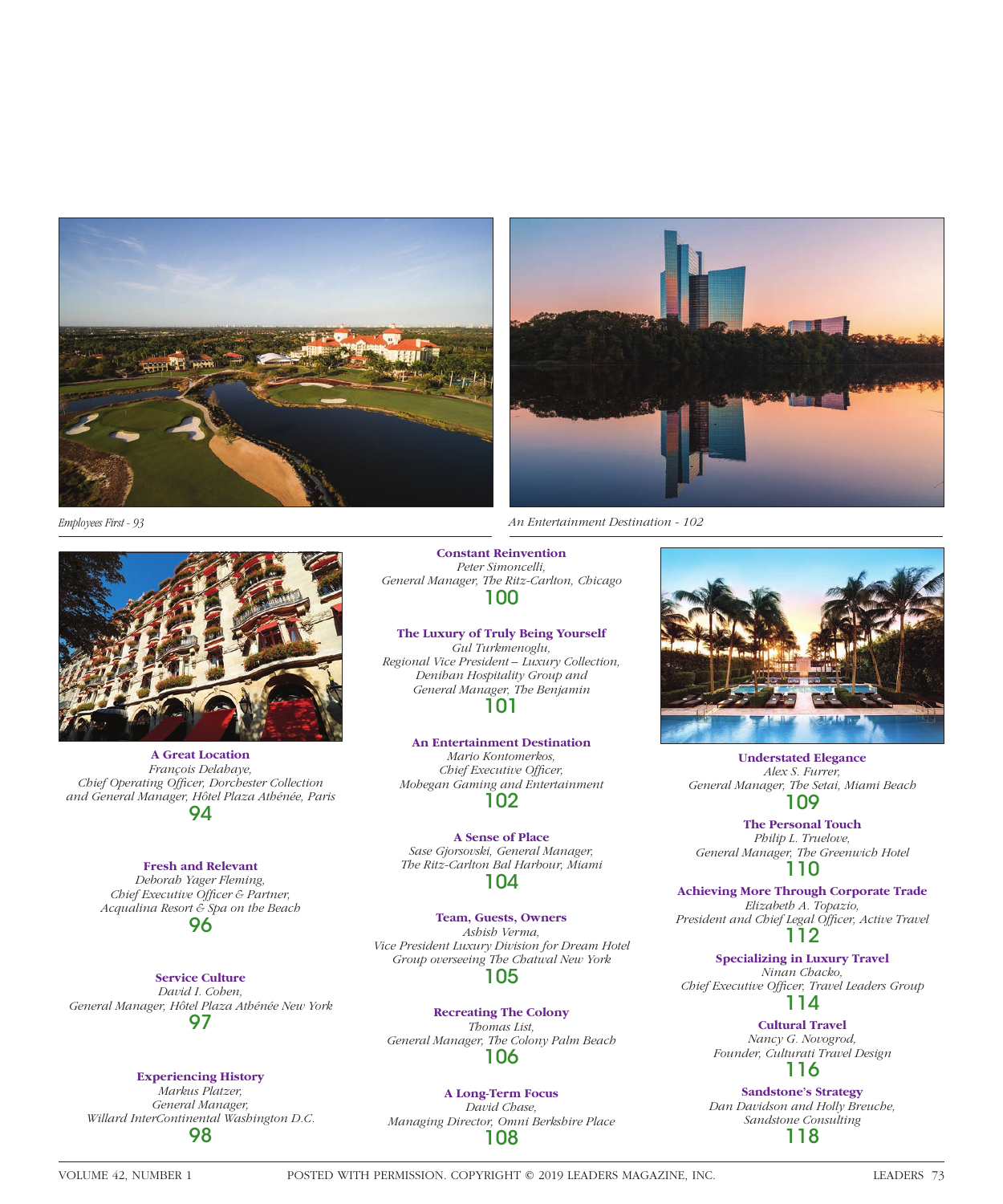Employees First - 93

An Entertainment Destination - 102

**A Great Location**
*François Delahaye,*
*Chief Operating Officer, Dorchester Collection and General Manager, Hôtel Plaza Athénée, Paris*
94

**Fresh and Relevant**
*Deborah Yager Fleming,*
*Chief Executive Officer & Partner, Acqualina Resort & Spa on the Beach*
96

**Service Culture**
*David I. Cohen,*
*General Manager, Hôtel Plaza Athénée New York*
97

**Experiencing History**
*Markus Platzer,*
*General Manager,*
*Willard InterContinental Washington D.C.*
98

**Constant Reinvention**
*Peter Simoncelli,*
*General Manager, The Ritz-Carlton, Chicago*
100

**The Luxury of Truly Being Yourself**
*Gul Turkmenoglu,*
*Regional Vice President – Luxury Collection, Denihan Hospitality Group and General Manager, The Benjamin*
101

**An Entertainment Destination**
*Mario Kontomerkos,*
*Chief Executive Officer,*
*Mohegan Gaming and Entertainment*
102

**A Sense of Place**
*Sase Gjorsovski, General Manager,*
*The Ritz-Carlton Bal Harbour, Miami*
104

**Team, Guests, Owners**
*Ashish Verma,*
*Vice President Luxury Division for Dream Hotel Group overseeing The Chatwal New York*
105

**Recreating The Colony**
*Thomas List,*
*General Manager, The Colony Palm Beach*
106

**A Long-Term Focus**
*David Chase,*
*Managing Director, Omni Berkshire Place*
108

**Understated Elegance**
*Alex S. Furrer,*
*General Manager, The Setai, Miami Beach*
109

**The Personal Touch**
*Philip L. Truelove,*
*General Manager, The Greenwich Hotel*
110

**Achieving More Through Corporate Trade**
*Elizabeth A. Topazio,*
*President and Chief Legal Officer, Active Travel*
112

**Specializing in Luxury Travel**
*Ninan Chacko,*
*Chief Executive Officer, Travel Leaders Group*
114

**Cultural Travel**
*Nancy G. Novogrod,*
*Founder, Culturati Travel Design*
116

**Sandstone's Strategy**
*Dan Davidson and Holly Breuche,*
*Sandstone Consulting*
118

POSTED WITH PERMISSION. COPYRIGHT © 2019 LEADERS MAGAZINE, INC.